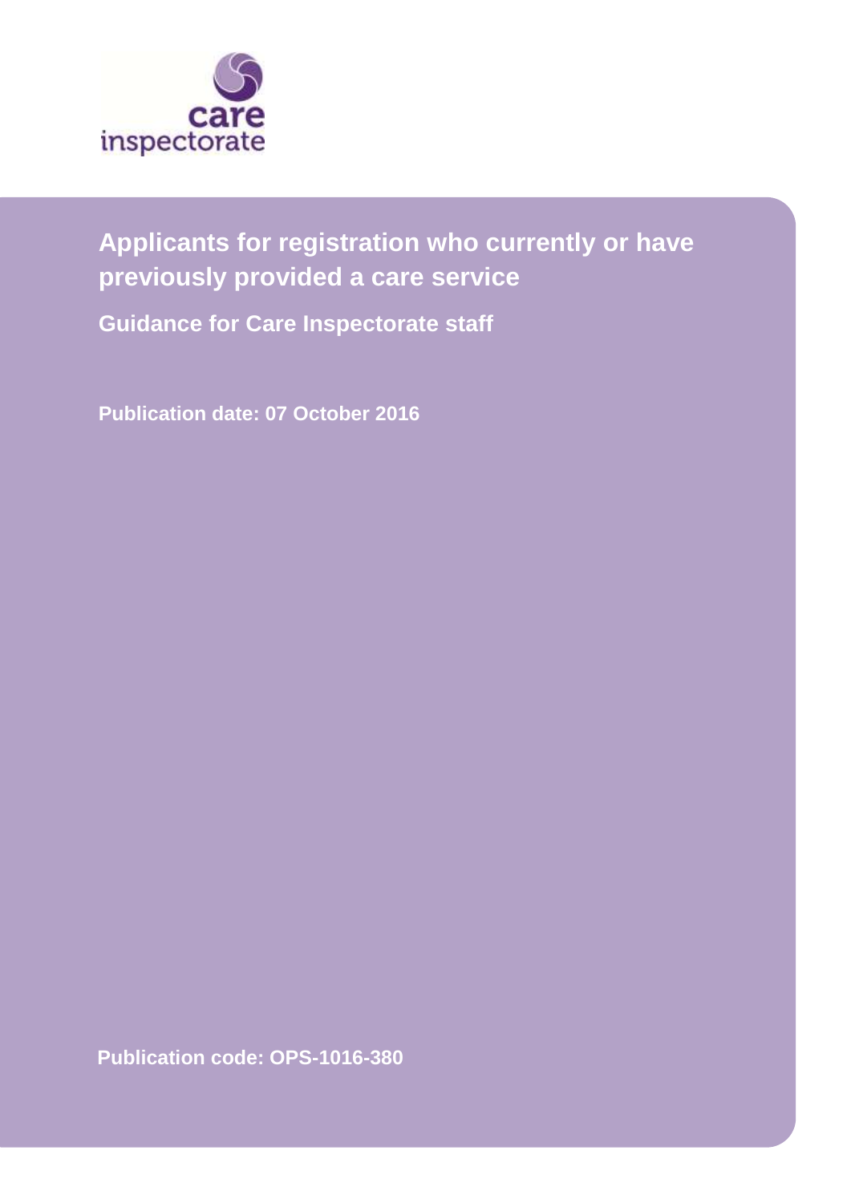care inspectorate

# Applicants for registration who currently or have previously provided a care service

## Guidance for Care Inspectorate staff

**Publication date: 07 October 2016**

**Publication code: OPS-1016-380**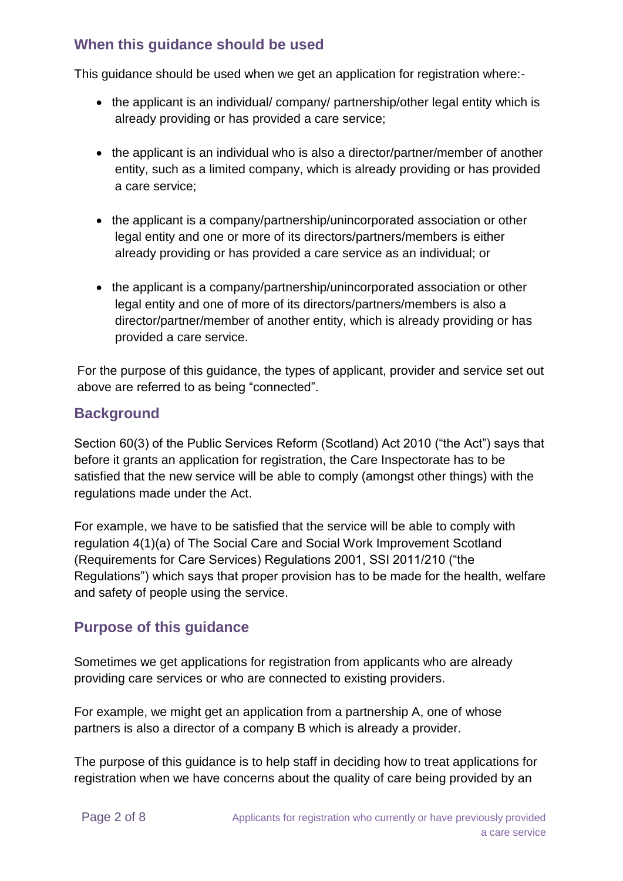## When this guidance should be used

This guidance should be used when we get an application for registration where:-

- the applicant is an individual/ company/ partnership/other legal entity which is already providing or has provided a care service;
- the applicant is an individual who is also a director/partner/member of another entity, such as a limited company, which is already providing or has provided a care service;
- the applicant is a company/partnership/unincorporated association or other legal entity and one or more of its directors/partners/members is either already providing or has provided a care service as an individual; or
- the applicant is a company/partnership/unincorporated association or other legal entity and one of more of its directors/partners/members is also a director/partner/member of another entity, which is already providing or has provided a care service.

For the purpose of this guidance, the types of applicant, provider and service set out above are referred to as being "connected".

## Background

Section 60(3) of the Public Services Reform (Scotland) Act 2010 ("the Act") says that before it grants an application for registration, the Care Inspectorate has to be satisfied that the new service will be able to comply (amongst other things) with the regulations made under the Act.

For example, we have to be satisfied that the service will be able to comply with regulation 4(1)(a) of The Social Care and Social Work Improvement Scotland (Requirements for Care Services) Regulations 2001, SSI 2011/210 ("the Regulations") which says that proper provision has to be made for the health, welfare and safety of people using the service.

## Purpose of this guidance

Sometimes we get applications for registration from applicants who are already providing care services or who are connected to existing providers.

For example, we might get an application from a partnership A, one of whose partners is also a director of a company B which is already a provider.

The purpose of this guidance is to help staff in deciding how to treat applications for registration when we have concerns about the quality of care being provided by an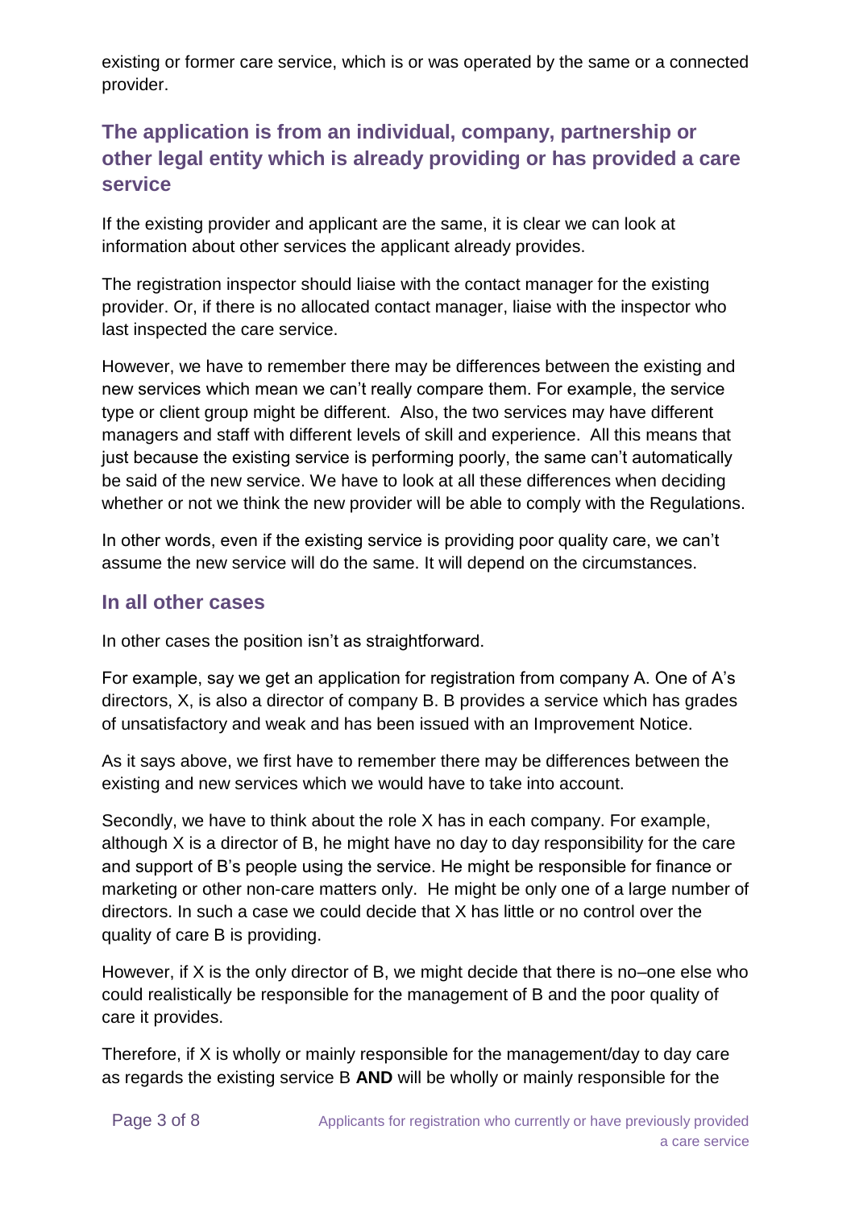existing or former care service, which is or was operated by the same or a connected provider.

## The application is from an individual, company, partnership or other legal entity which is already providing or has provided a care service

If the existing provider and applicant are the same, it is clear we can look at information about other services the applicant already provides.

The registration inspector should liaise with the contact manager for the existing provider. Or, if there is no allocated contact manager, liaise with the inspector who last inspected the care service.

However, we have to remember there may be differences between the existing and new services which mean we can't really compare them. For example, the service type or client group might be different. Also, the two services may have different managers and staff with different levels of skill and experience. All this means that just because the existing service is performing poorly, the same can't automatically be said of the new service. We have to look at all these differences when deciding whether or not we think the new provider will be able to comply with the Regulations.

In other words, even if the existing service is providing poor quality care, we can't assume the new service will do the same. It will depend on the circumstances.

## In all other cases

In other cases the position isn't as straightforward.

For example, say we get an application for registration from company A. One of A's directors, X, is also a director of company B. B provides a service which has grades of unsatisfactory and weak and has been issued with an Improvement Notice.

As it says above, we first have to remember there may be differences between the existing and new services which we would have to take into account.

Secondly, we have to think about the role X has in each company. For example, although X is a director of B, he might have no day to day responsibility for the care and support of B's people using the service. He might be responsible for finance or marketing or other non-care matters only. He might be only one of a large number of directors. In such a case we could decide that X has little or no control over the quality of care B is providing.

However, if X is the only director of B, we might decide that there is no–one else who could realistically be responsible for the management of B and the poor quality of care it provides.

Therefore, if X is wholly or mainly responsible for the management/day to day care as regards the existing service B **AND** will be wholly or mainly responsible for the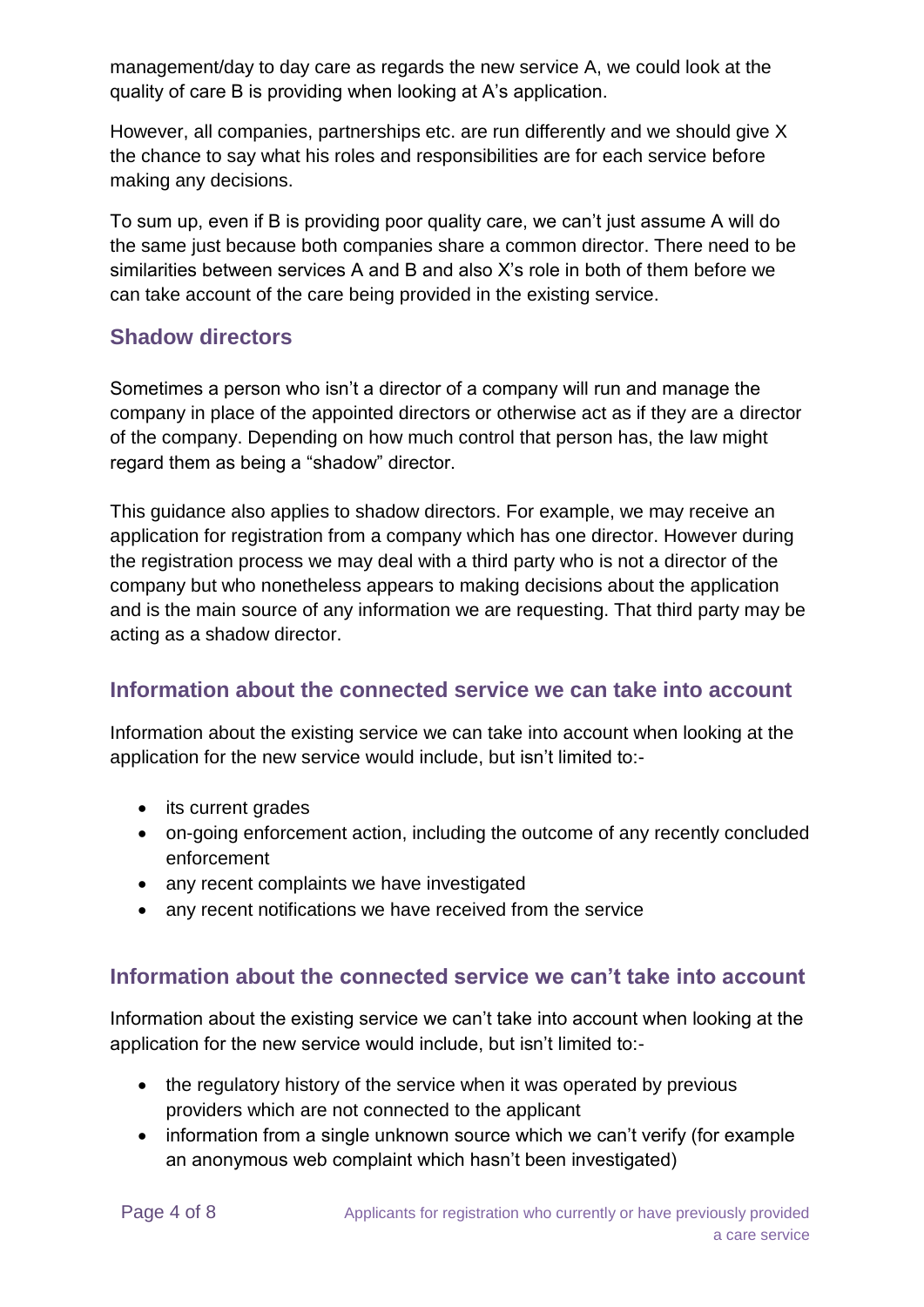management/day to day care as regards the new service A, we could look at the quality of care B is providing when looking at A's application.

However, all companies, partnerships etc. are run differently and we should give X the chance to say what his roles and responsibilities are for each service before making any decisions.

To sum up, even if B is providing poor quality care, we can't just assume A will do the same just because both companies share a common director. There need to be similarities between services A and B and also X's role in both of them before we can take account of the care being provided in the existing service.

## Shadow directors

Sometimes a person who isn't a director of a company will run and manage the company in place of the appointed directors or otherwise act as if they are a director of the company. Depending on how much control that person has, the law might regard them as being a "shadow" director.

This guidance also applies to shadow directors. For example, we may receive an application for registration from a company which has one director. However during the registration process we may deal with a third party who is not a director of the company but who nonetheless appears to making decisions about the application and is the main source of any information we are requesting. That third party may be acting as a shadow director.

## Information about the connected service we can take into account

Information about the existing service we can take into account when looking at the application for the new service would include, but isn't limited to:-

- its current grades
- on-going enforcement action, including the outcome of any recently concluded enforcement
- any recent complaints we have investigated
- any recent notifications we have received from the service

## Information about the connected service we can't take into account

Information about the existing service we can't take into account when looking at the application for the new service would include, but isn't limited to:-

- the regulatory history of the service when it was operated by previous providers which are not connected to the applicant
- information from a single unknown source which we can't verify (for example an anonymous web complaint which hasn't been investigated)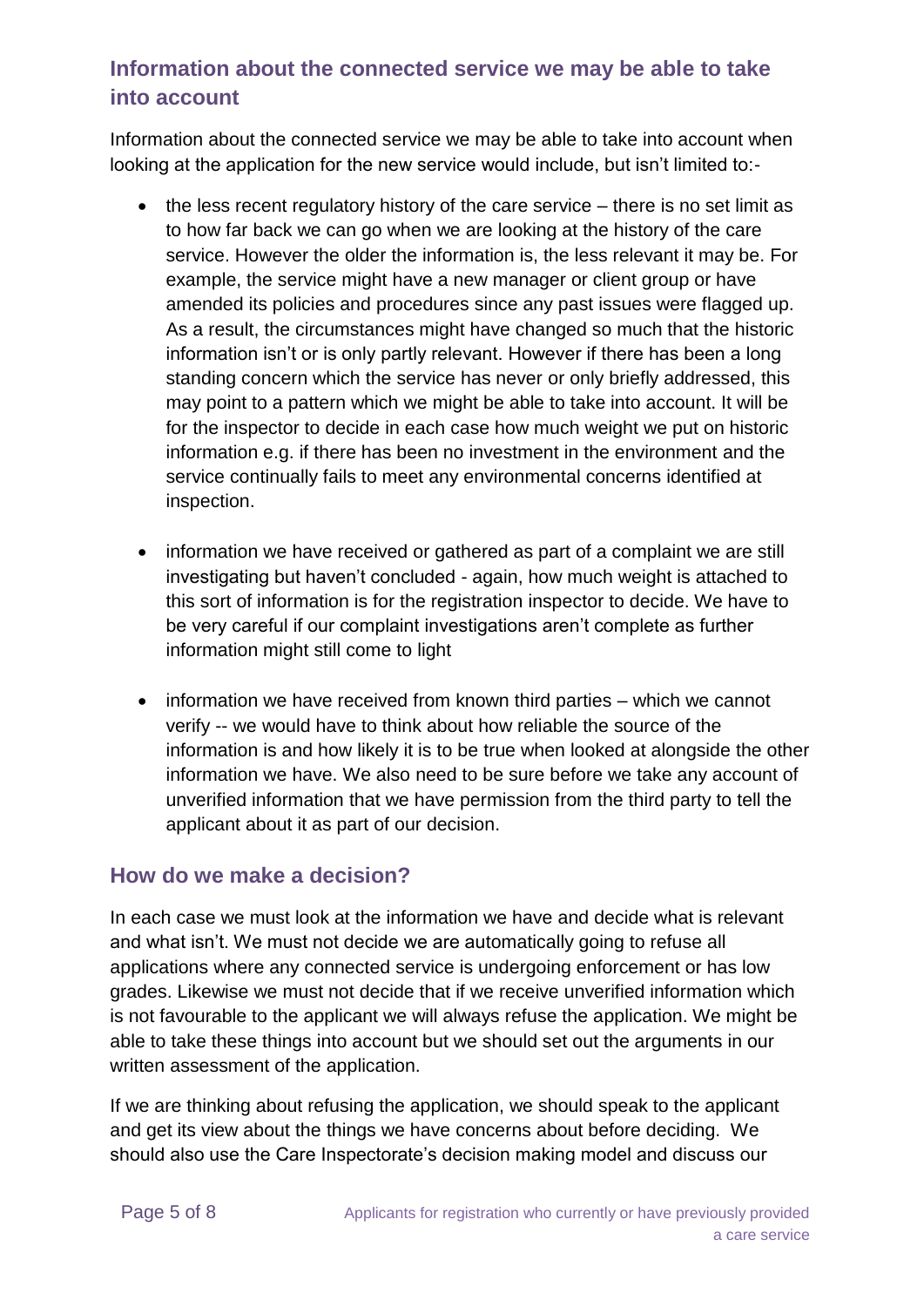## Information about the connected service we may be able to take into account

Information about the connected service we may be able to take into account when looking at the application for the new service would include, but isn't limited to:-

- the less recent regulatory history of the care service – there is no set limit as to how far back we can go when we are looking at the history of the care service. However the older the information is, the less relevant it may be. For example, the service might have a new manager or client group or have amended its policies and procedures since any past issues were flagged up. As a result, the circumstances might have changed so much that the historic information isn't or is only partly relevant. However if there has been a long standing concern which the service has never or only briefly addressed, this may point to a pattern which we might be able to take into account. It will be for the inspector to decide in each case how much weight we put on historic information e.g. if there has been no investment in the environment and the service continually fails to meet any environmental concerns identified at inspection.

- information we have received or gathered as part of a complaint we are still investigating but haven't concluded - again, how much weight is attached to this sort of information is for the registration inspector to decide. We have to be very careful if our complaint investigations aren't complete as further information might still come to light

- information we have received from known third parties – which we cannot verify -- we would have to think about how reliable the source of the information is and how likely it is to be true when looked at alongside the other information we have. We also need to be sure before we take any account of unverified information that we have permission from the third party to tell the applicant about it as part of our decision.

## How do we make a decision?

In each case we must look at the information we have and decide what is relevant and what isn't. We must not decide we are automatically going to refuse all applications where any connected service is undergoing enforcement or has low grades. Likewise we must not decide that if we receive unverified information which is not favourable to the applicant we will always refuse the application. We might be able to take these things into account but we should set out the arguments in our written assessment of the application.

If we are thinking about refusing the application, we should speak to the applicant and get its view about the things we have concerns about before deciding. We should also use the Care Inspectorate's decision making model and discuss our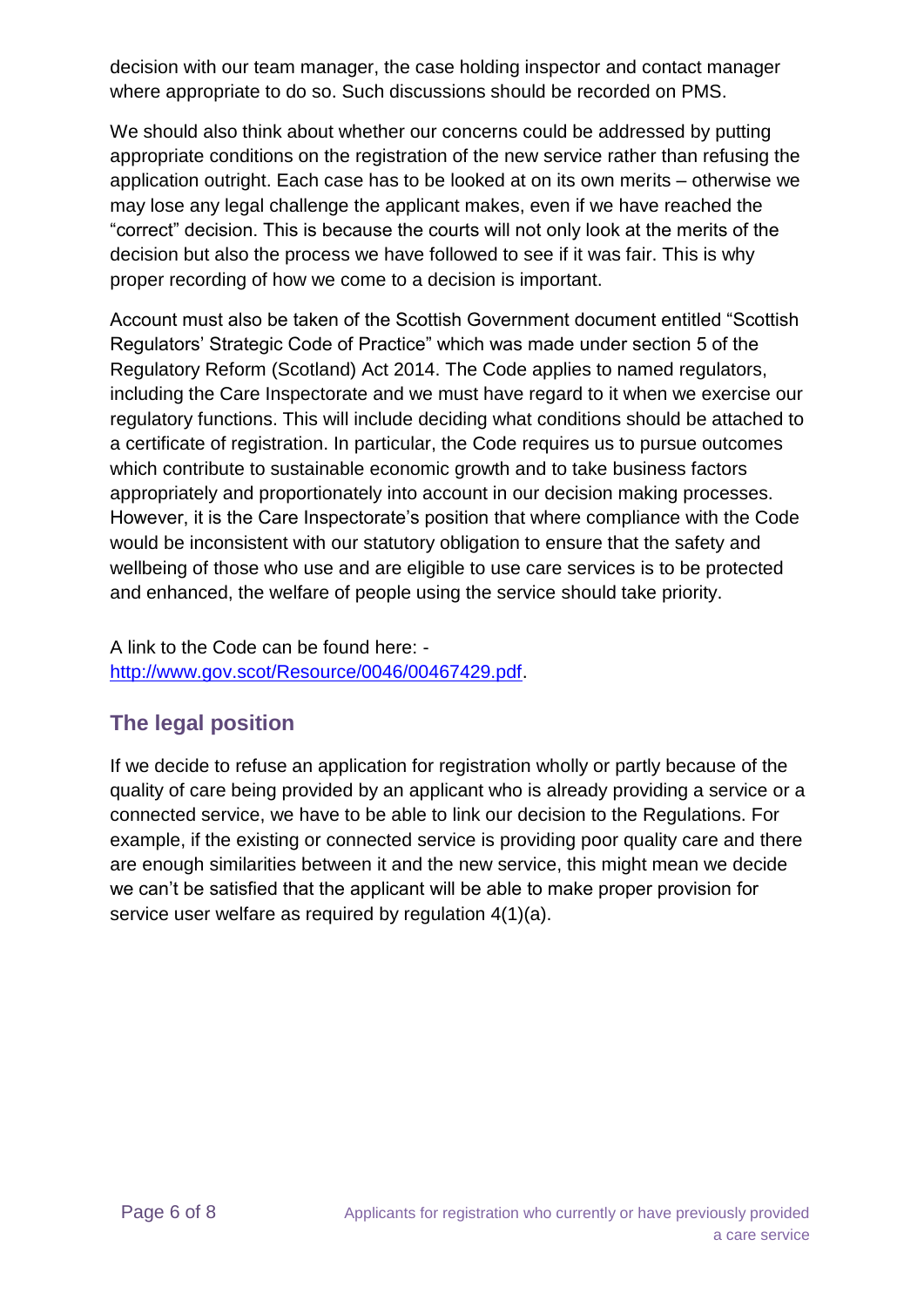decision with our team manager, the case holding inspector and contact manager where appropriate to do so. Such discussions should be recorded on PMS.

We should also think about whether our concerns could be addressed by putting appropriate conditions on the registration of the new service rather than refusing the application outright. Each case has to be looked at on its own merits – otherwise we may lose any legal challenge the applicant makes, even if we have reached the "correct" decision. This is because the courts will not only look at the merits of the decision but also the process we have followed to see if it was fair. This is why proper recording of how we come to a decision is important.

Account must also be taken of the Scottish Government document entitled "Scottish Regulators' Strategic Code of Practice" which was made under section 5 of the Regulatory Reform (Scotland) Act 2014. The Code applies to named regulators, including the Care Inspectorate and we must have regard to it when we exercise our regulatory functions. This will include deciding what conditions should be attached to a certificate of registration. In particular, the Code requires us to pursue outcomes which contribute to sustainable economic growth and to take business factors appropriately and proportionately into account in our decision making processes. However, it is the Care Inspectorate's position that where compliance with the Code would be inconsistent with our statutory obligation to ensure that the safety and wellbeing of those who use and are eligible to use care services is to be protected and enhanced, the welfare of people using the service should take priority.

A link to the Code can be found here: - [http://www.gov.scot/Resource/0046/00467429.pdf](http://www.gov.scot/Resource/0046/00467429.pdf).

## The legal position

If we decide to refuse an application for registration wholly or partly because of the quality of care being provided by an applicant who is already providing a service or a connected service, we have to be able to link our decision to the Regulations. For example, if the existing or connected service is providing poor quality care and there are enough similarities between it and the new service, this might mean we decide we can't be satisfied that the applicant will be able to make proper provision for service user welfare as required by regulation 4(1)(a).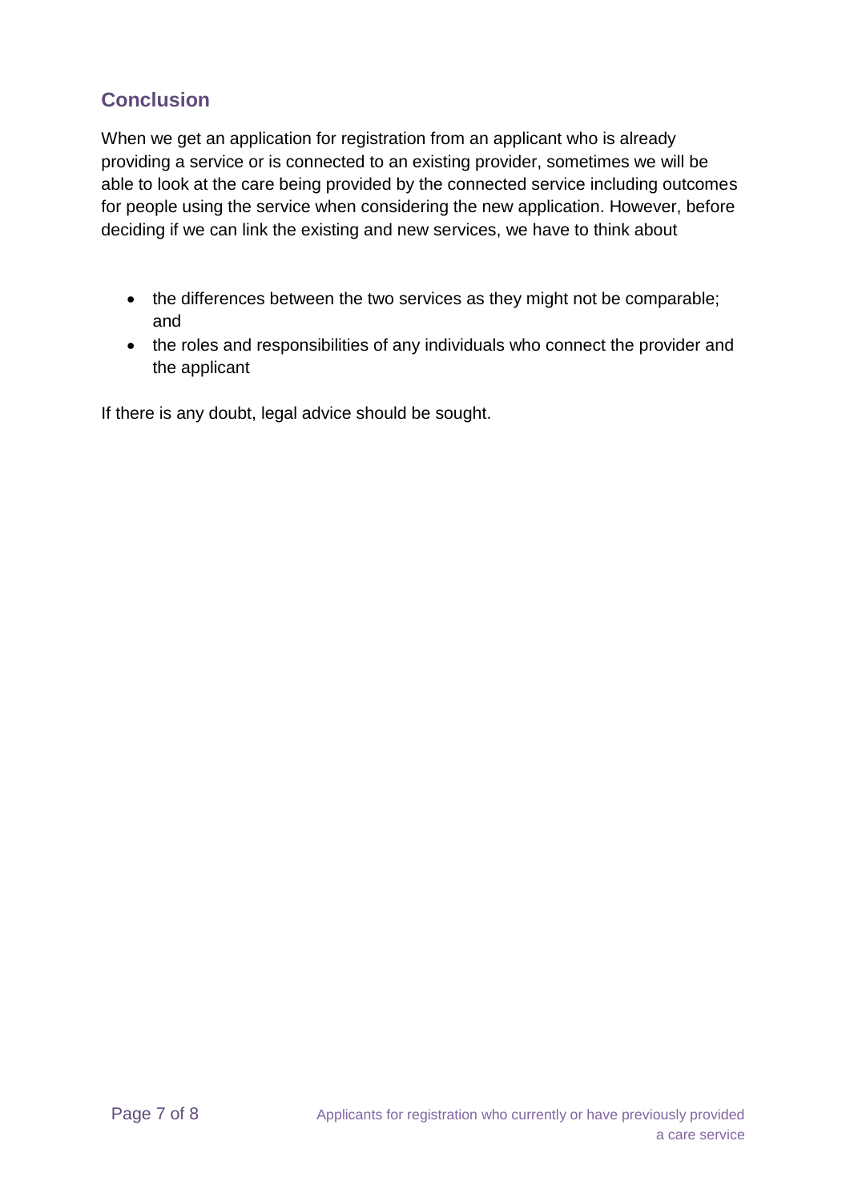## Conclusion

When we get an application for registration from an applicant who is already providing a service or is connected to an existing provider, sometimes we will be able to look at the care being provided by the connected service including outcomes for people using the service when considering the new application. However, before deciding if we can link the existing and new services, we have to think about

- the differences between the two services as they might not be comparable; and
- the roles and responsibilities of any individuals who connect the provider and the applicant

If there is any doubt, legal advice should be sought.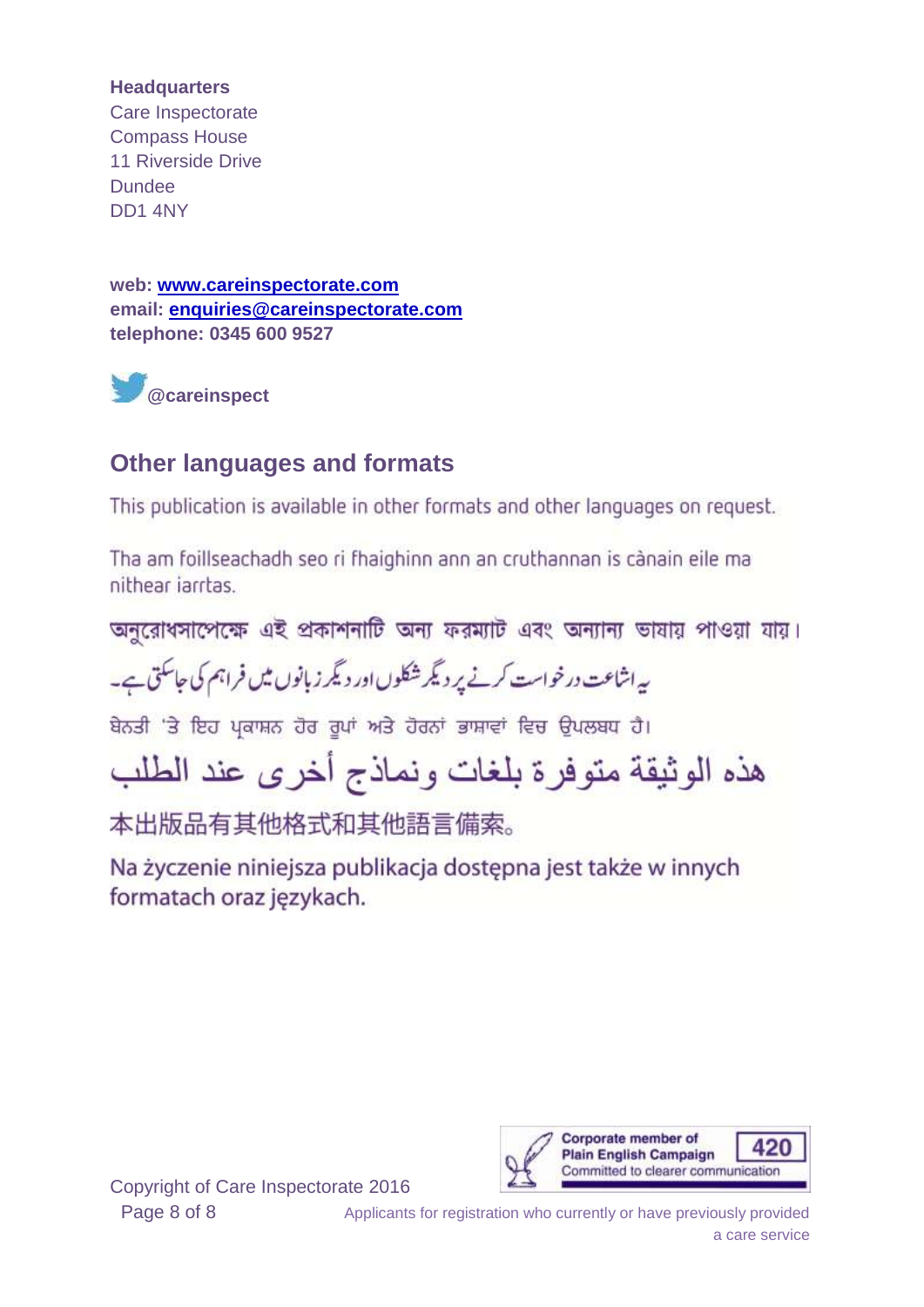**Headquarters**
Care Inspectorate
Compass House
11 Riverside Drive
Dundee
DD1 4NY

**web: www.careinspectorate.com**
**email: enquiries@careinspectorate.com**
**telephone: 0345 600 9527**

**@careinspect**

## Other languages and formats

This publication is available in other formats and other languages on request.

Tha am foillseachadh seo ri fhaighinn ann an cruthannan is cànain eile ma nithear iarrtas.

অনুরোধসাপেক্ষে এই প্রকাশনাটি অন্য ফরম্যাট এবং অন্যান্য ভাষায় পাওয়া যায়।

یہ اشاعت درخواست کرنے پر دیگر شکلوں اور دیگر زبانوں میں فراہم کی جاسکتی ہے۔

ਬੇਨਤੀ 'ਤੇ ਇਹ ਪ੍ਰਕਾਸ਼ਨ ਹੋਰ ਰੂਪਾਂ ਅਤੇ ਹੋਰਨਾਂ ਭਾਸ਼ਾਵਾਂ ਵਿਚ ਉਪਲਬਧ ਹੈ।

هذه الوثيقة متوفرة بلغات ونماذج أخرى عند الطلب

本出版品有其他格式和其他語言備索。

Na życzenie niniejsza publikacja dostępna jest także w innych formatach oraz językach.

Corporate member of Plain English Campaign 420
Committed to clearer communication

Copyright of Care Inspectorate 2016